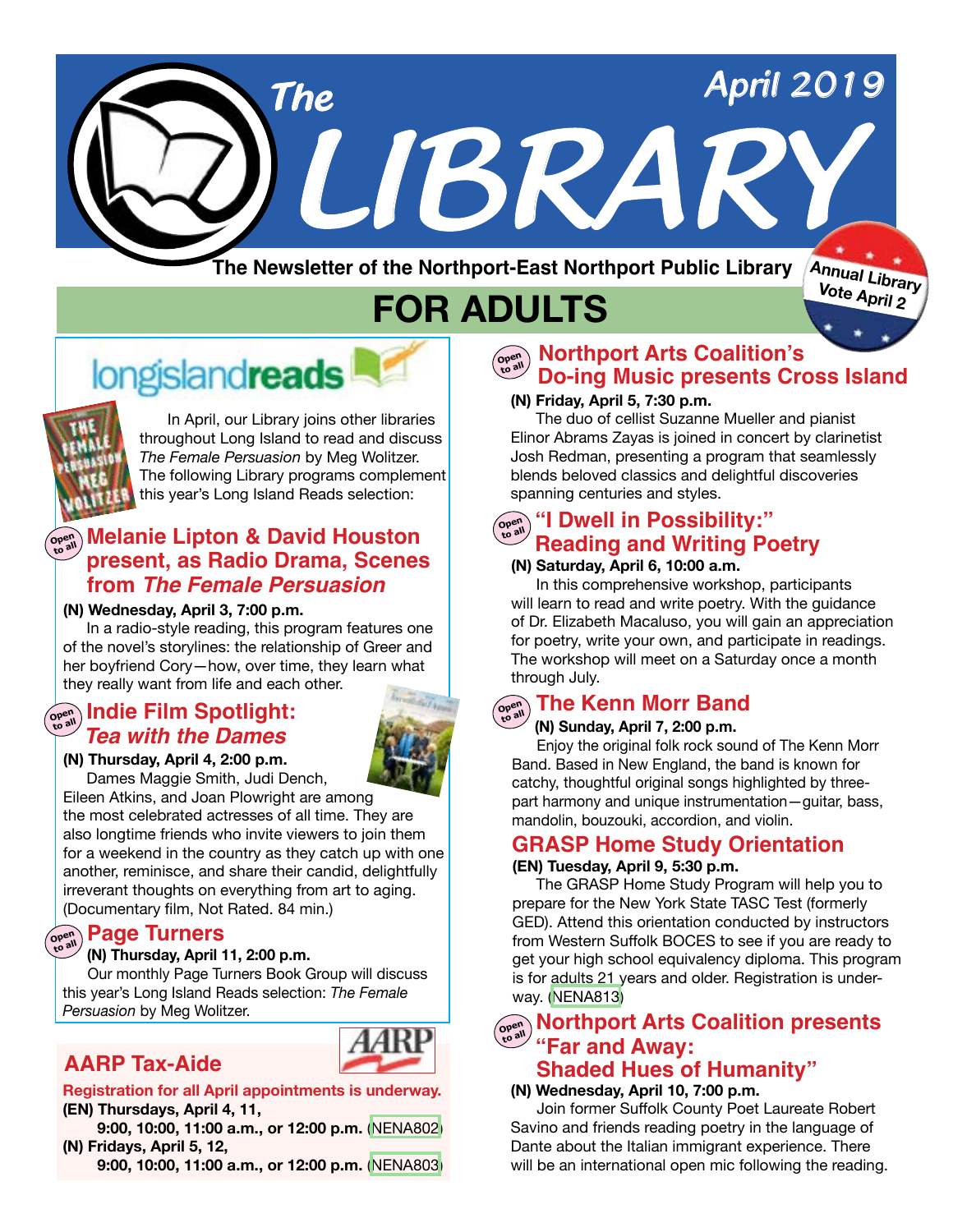# The LIBRARY

April 2019

The Newsletter of the Northport-East Northport Public Library

Annual Library Vote April 2

## FOR ADULTS

### longislandreads

In April, our Library joins other libraries throughout Long Island to read and discuss *The Female Persuasion* by Meg Wolitzer. The following Library programs complement this year's Long Island Reads selection:

### Melanie Lipton & David Houston present, as Radio Drama, Scenes from *The Female Persuasion*

Open to all

**(N) Wednesday, April 3, 7:00 p.m.**

In a radio-style reading, this program features one of the novel's storylines: the relationship of Greer and her boyfriend Cory—how, over time, they learn what they really want from life and each other.

### Indie Film Spotlight: *Tea with the Dames*

Open to all

**(N) Thursday, April 4, 2:00 p.m.**

Dames Maggie Smith, Judi Dench, Eileen Atkins, and Joan Plowright are among the most celebrated actresses of all time. They are also longtime friends who invite viewers to join them for a weekend in the country as they catch up with one another, reminisce, and share their candid, delightfully irreverant thoughts on everything from art to aging. (Documentary film, Not Rated. 84 min.)

### Page Turners

Open to all

**(N) Thursday, April 11, 2:00 p.m.**

Our monthly Page Turners Book Group will discuss this year's Long Island Reads selection: *The Female Persuasion* by Meg Wolitzer.

### AARP Tax-Aide

**Registration for all April appointments is underway.**

**(EN) Thursdays, April 4, 11,**
**9:00, 10:00, 11:00 a.m., or 12:00 p.m.** (NENA802)

**(N) Fridays, April 5, 12,**
**9:00, 10:00, 11:00 a.m., or 12:00 p.m.** (NENA803)

### Northport Arts Coalition's Do-ing Music presents Cross Island

Open to all

**(N) Friday, April 5, 7:30 p.m.**

The duo of cellist Suzanne Mueller and pianist Elinor Abrams Zayas is joined in concert by clarinetist Josh Redman, presenting a program that seamlessly blends beloved classics and delightful discoveries spanning centuries and styles.

### "I Dwell in Possibility:" Reading and Writing Poetry

Open to all

**(N) Saturday, April 6, 10:00 a.m.**

In this comprehensive workshop, participants will learn to read and write poetry. With the guidance of Dr. Elizabeth Macaluso, you will gain an appreciation for poetry, write your own, and participate in readings. The workshop will meet on a Saturday once a month through July.

### The Kenn Morr Band

Open to all

**(N) Sunday, April 7, 2:00 p.m.**

Enjoy the original folk rock sound of The Kenn Morr Band. Based in New England, the band is known for catchy, thoughtful original songs highlighted by three-part harmony and unique instrumentation—guitar, bass, mandolin, bouzouki, accordion, and violin.

### GRASP Home Study Orientation

**(EN) Tuesday, April 9, 5:30 p.m.**

The GRASP Home Study Program will help you to prepare for the New York State TASC Test (formerly GED). Attend this orientation conducted by instructors from Western Suffolk BOCES to see if you are ready to get your high school equivalency diploma. This program is for adults 21 years and older. Registration is underway. (NENA813)

### Northport Arts Coalition presents "Far and Away: Shaded Hues of Humanity"

Open to all

**(N) Wednesday, April 10, 7:00 p.m.**

Join former Suffolk County Poet Laureate Robert Savino and friends reading poetry in the language of Dante about the Italian immigrant experience. There will be an international open mic following the reading.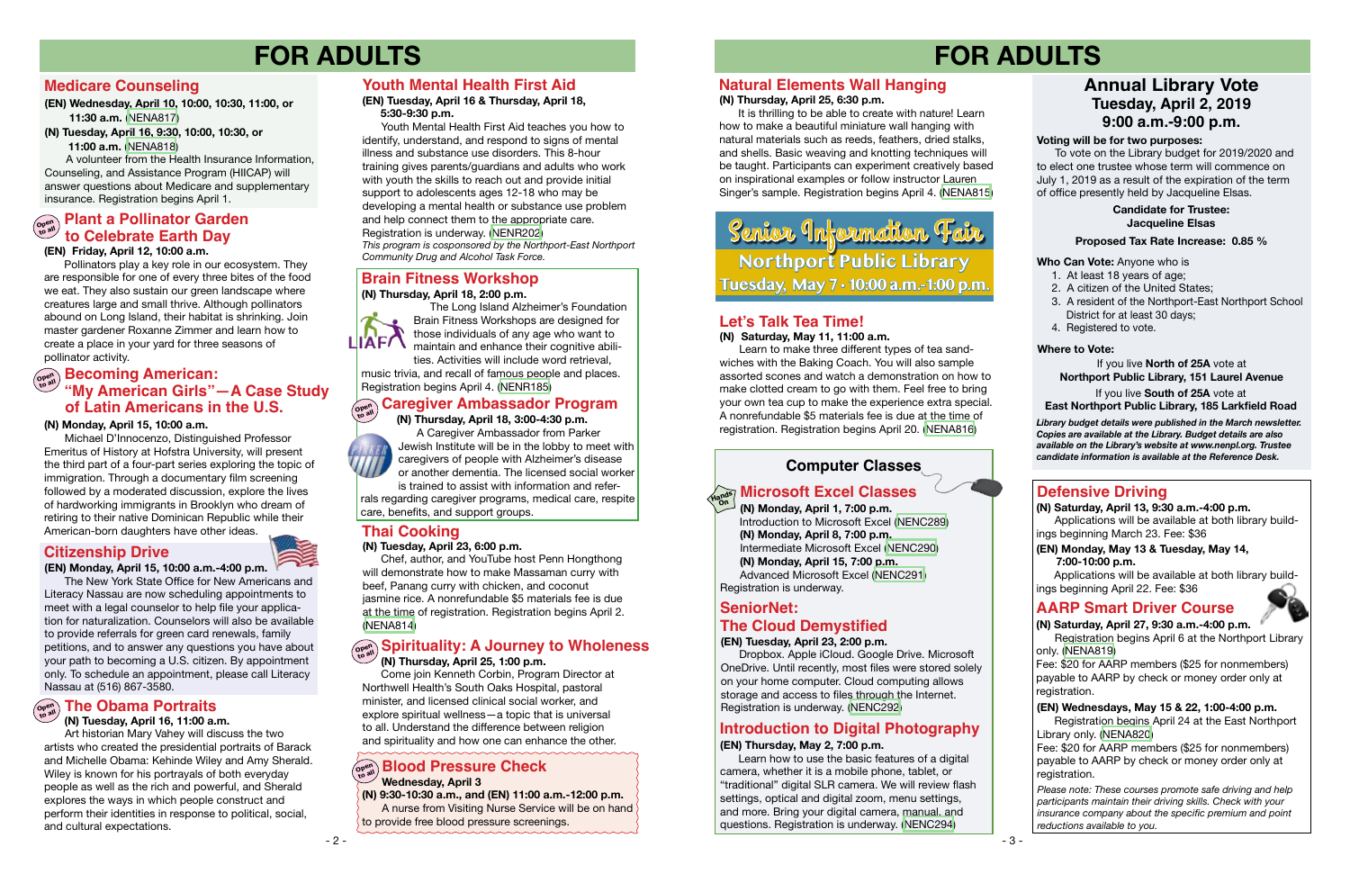# FOR ADULTS

## Medicare Counseling

**(EN) Wednesday, April 10, 10:00, 10:30, 11:00, or 11:30 a.m.** (NENA817)

**(N) Tuesday, April 16, 9:30, 10:00, 10:30, or 11:00 a.m.** (NENA818)

A volunteer from the Health Insurance Information, Counseling, and Assistance Program (HIICAP) will answer questions about Medicare and supplementary insurance. Registration begins April 1.

## Plant a Pollinator Garden to Celebrate Earth Day

Open to all

**(EN) Friday, April 12, 10:00 a.m.**

Pollinators play a key role in our ecosystem. They are responsible for one of every three bites of the food we eat. They also sustain our green landscape where creatures large and small thrive. Although pollinators abound on Long Island, their habitat is shrinking. Join master gardener Roxanne Zimmer and learn how to create a place in your yard for three seasons of pollinator activity.

## Becoming American: "My American Girls"—A Case Study of Latin Americans in the U.S.

Open to all

**(N) Monday, April 15, 10:00 a.m.**

Michael D'Innocenzo, Distinguished Professor Emeritus of History at Hofstra University, will present the third part of a four-part series exploring the topic of immigration. Through a documentary film screening followed by a moderated discussion, explore the lives of hardworking immigrants in Brooklyn who dream of retiring to their native Dominican Republic while their American-born daughters have other ideas.

## Citizenship Drive

**(EN) Monday, April 15, 10:00 a.m.-4:00 p.m.**

The New York State Office for New Americans and Literacy Nassau are now scheduling appointments to meet with a legal counselor to help file your application for naturalization. Counselors will also be available to provide referrals for green card renewals, family petitions, and to answer any questions you have about your path to becoming a U.S. citizen. By appointment only. To schedule an appointment, please call Literacy Nassau at (516) 867-3580.

## The Obama Portraits

Open to all

**(N) Tuesday, April 16, 11:00 a.m.**

Art historian Mary Vahey will discuss the two artists who created the presidential portraits of Barack and Michelle Obama: Kehinde Wiley and Amy Sherald. Wiley is known for his portraits of both everyday people as well as the rich and powerful, and Sherald explores the ways in which people construct and perform their identities in response to political, social, and cultural expectations.

## Youth Mental Health First Aid

**(EN) Tuesday, April 16 & Thursday, April 18, 5:30-9:30 p.m.**

Youth Mental Health First Aid teaches you how to identify, understand, and respond to signs of mental illness and substance use disorders. This 8-hour training gives parents/guardians and adults who work with youth the skills to reach out and provide initial support to adolescents ages 12-18 who may be developing a mental health or substance use problem and help connect them to the appropriate care. Registration is underway. (NENR202)

*This program is cosponsored by the Northport-East Northport Community Drug and Alcohol Task Force.*

## Brain Fitness Workshop

**(N) Thursday, April 18, 2:00 p.m.**

The Long Island Alzheimer's Foundation Brain Fitness Workshops are designed for those individuals of any age who want to maintain and enhance their cognitive abilities. Activities will include word retrieval, music trivia, and recall of famous people and places. Registration begins April 4. (NENR185)

## Caregiver Ambassador Program

Open to all

**(N) Thursday, April 18, 3:00-4:30 p.m.**

A Caregiver Ambassador from Parker Jewish Institute will be in the lobby to meet with caregivers of people with Alzheimer's disease or another dementia. The licensed social worker is trained to assist with information and referrals regarding caregiver programs, medical care, respite care, benefits, and support groups.

## Thai Cooking

**(N) Tuesday, April 23, 6:00 p.m.**

Chef, author, and YouTube host Penn Hongthong will demonstrate how to make Massaman curry with beef, Panang curry with chicken, and coconut jasmine rice. A nonrefundable $5 materials fee is due at the time of registration. Registration begins April 2. (NENA814)

## Spirituality: A Journey to Wholeness

Open to all

**(N) Thursday, April 25, 1:00 p.m.**

Come join Kenneth Corbin, Program Director at Northwell Health's South Oaks Hospital, pastoral minister, and licensed clinical social worker, and explore spiritual wellness—a topic that is universal to all. Understand the difference between religion and spirituality and how one can enhance the other.

## Blood Pressure Check

Open to all

**Wednesday, April 3**

**(N) 9:30-10:30 a.m., and (EN) 11:00 a.m.-12:00 p.m.**

A nurse from Visiting Nurse Service will be on hand to provide free blood pressure screenings.

# FOR ADULTS

## Natural Elements Wall Hanging

**(N) Thursday, April 25, 6:30 p.m.**

It is thrilling to be able to create with nature! Learn how to make a beautiful miniature wall hanging with natural materials such as reeds, feathers, dried stalks, and shells. Basic weaving and knotting techniques will be taught. Participants can experiment creatively based on inspirational examples or follow instructor Lauren Singer's sample. Registration begins April 4. (NENA815)

## Senior Information Fair

**Northport Public Library**

**Tuesday, May 7 • 10:00 a.m.-1:00 p.m.**

## Let's Talk Tea Time!

**(N) Saturday, May 11, 11:00 a.m.**

Learn to make three different types of tea sandwiches with the Baking Coach. You will also sample assorted scones and watch a demonstration on how to make clotted cream to go with them. Feel free to bring your own tea cup to make the experience extra special. A nonrefundable $5 materials fee is due at the time of registration. Registration begins April 20. (NENA816)

## Computer Classes

### Microsoft Excel Classes

Hands On

**(N) Monday, April 1, 7:00 p.m.**
Introduction to Microsoft Excel (NENC289)

**(N) Monday, April 8, 7:00 p.m.**
Intermediate Microsoft Excel (NENC290)

**(N) Monday, April 15, 7:00 p.m.**
Advanced Microsoft Excel (NENC291)

Registration is underway.

### SeniorNet: The Cloud Demystified

**(EN) Tuesday, April 23, 2:00 p.m.**

Dropbox. Apple iCloud. Google Drive. Microsoft OneDrive. Until recently, most files were stored solely on your home computer. Cloud computing allows storage and access to files through the Internet. Registration is underway. (NENC292)

### Introduction to Digital Photography

**(EN) Thursday, May 2, 7:00 p.m.**

Learn how to use the basic features of a digital camera, whether it is a mobile phone, tablet, or "traditional" digital SLR camera. We will review flash settings, optical and digital zoom, menu settings, and more. Bring your digital camera, manual, and questions. Registration is underway. (NENC294)

## Annual Library Vote

**Tuesday, April 2, 2019**
**9:00 a.m.-9:00 p.m.**

**Voting will be for two purposes:**

To vote on the Library budget for 2019/2020 and to elect one trustee whose term will commence on July 1, 2019 as a result of the expiration of the term of office presently held by Jacqueline Elsas.

**Candidate for Trustee:**
**Jacqueline Elsas**

**Proposed Tax Rate Increase: 0.85 %**

**Who Can Vote:** Anyone who is

1. At least 18 years of age;
2. A citizen of the United States;
3. A resident of the Northport-East Northport School District for at least 30 days;
4. Registered to vote.

**Where to Vote:**

If you live **North of 25A** vote at
**Northport Public Library, 151 Laurel Avenue**

If you live **South of 25A** vote at
**East Northport Public Library, 185 Larkfield Road**

***Library budget details were published in the March newsletter. Copies are available at the Library. Budget details are also available on the Library's website at www.nenpl.org. Trustee candidate information is available at the Reference Desk.***

## Defensive Driving

**(N) Saturday, April 13, 9:30 a.m.-4:00 p.m.**

Applications will be available at both library buildings beginning March 23. Fee: $36

**(EN) Monday, May 13 & Tuesday, May 14, 7:00-10:00 p.m.**

Applications will be available at both library buildings beginning April 22. Fee: $36

## AARP Smart Driver Course

**(N) Saturday, April 27, 9:30 a.m.-4:00 p.m.**

Registration begins April 6 at the Northport Library only. (NENA819)

Fee: $20 for AARP members ($25 for nonmembers) payable to AARP by check or money order only at registration.

**(EN) Wednesdays, May 15 & 22, 1:00-4:00 p.m.**

Registration begins April 24 at the East Northport Library only. (NENA820)

Fee: $20 for AARP members ($25 for nonmembers) payable to AARP by check or money order only at registration.

*Please note: These courses promote safe driving and help participants maintain their driving skills. Check with your insurance company about the specific premium and point reductions available to you.*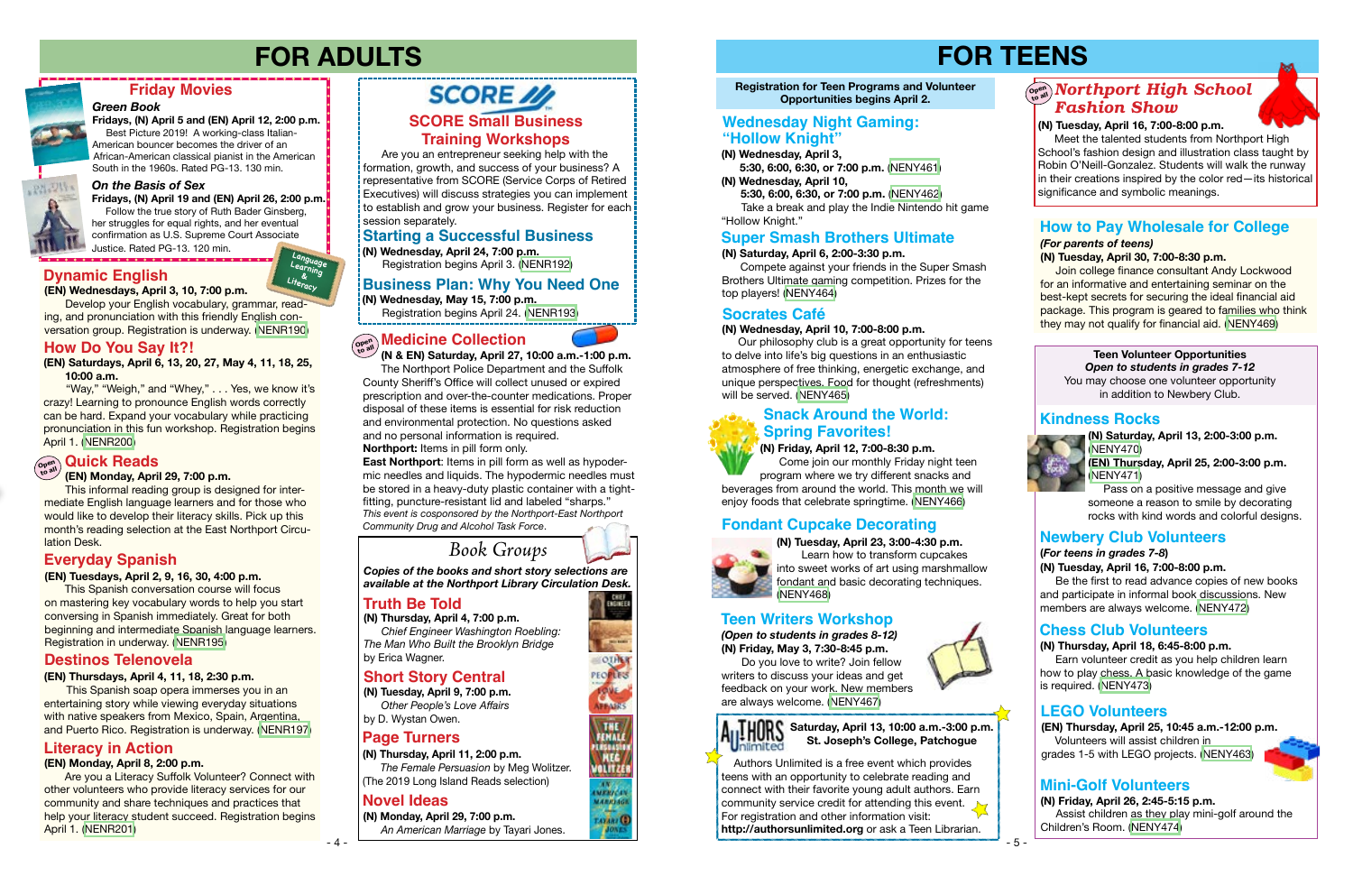# FOR ADULTS

## Friday Movies

### *Green Book*

**Fridays, (N) April 5 and (EN) April 12, 2:00 p.m.**
Best Picture 2019! A working-class Italian-American bouncer becomes the driver of an African-American classical pianist in the American South in the 1960s. Rated PG-13. 130 min.

### *On the Basis of Sex*

**Fridays, (N) April 19 and (EN) April 26, 2:00 p.m.**
Follow the true story of Ruth Bader Ginsberg, her struggles for equal rights, and her eventual confirmation as U.S. Supreme Court Associate Justice. Rated PG-13. 120 min.

*Language Learning & Literacy*

## Dynamic English

**(EN) Wednesdays, April 3, 10, 7:00 p.m.**
Develop your English vocabulary, grammar, reading, and pronunciation with this friendly English conversation group. Registration is underway. (NENR190)

## How Do You Say It?!

**(EN) Saturdays, April 6, 13, 20, 27, May 4, 11, 18, 25, 10:00 a.m.**
"Way," "Weigh," and "Whey," . . . Yes, we know it's crazy! Learning to pronounce English words correctly can be hard. Expand your vocabulary while practicing pronunciation in this fun workshop. Registration begins April 1. (NENR200)

## Quick Reads

*Open to all*

**(EN) Monday, April 29, 7:00 p.m.**
This informal reading group is designed for intermediate English language learners and for those who would like to develop their literacy skills. Pick up this month's reading selection at the East Northport Circulation Desk.

## Everyday Spanish

**(EN) Tuesdays, April 2, 9, 16, 30, 4:00 p.m.**
This Spanish conversation course will focus on mastering key vocabulary words to help you start conversing in Spanish immediately. Great for both beginning and intermediate Spanish language learners. Registration in underway. (NENR195)

## Destinos Telenovela

**(EN) Thursdays, April 4, 11, 18, 2:30 p.m.**
This Spanish soap opera immerses you in an entertaining story while viewing everyday situations with native speakers from Mexico, Spain, Argentina, and Puerto Rico. Registration is underway. (NENR197)

## Literacy in Action

**(EN) Monday, April 8, 2:00 p.m.**
Are you a Literacy Suffolk Volunteer? Connect with other volunteers who provide literacy services for our community and share techniques and practices that help your literacy student succeed. Registration begins April 1. (NENR201)

## SCORE Small Business Training Workshops

Are you an entrepreneur seeking help with the formation, growth, and success of your business? A representative from SCORE (Service Corps of Retired Executives) will discuss strategies you can implement to establish and grow your business. Register for each session separately.

### Starting a Successful Business

**(N) Wednesday, April 24, 7:00 p.m.**
Registration begins April 3. (NENR192)

### Business Plan: Why You Need One

**(N) Wednesday, May 15, 7:00 p.m.**
Registration begins April 24. (NENR193)

## Medicine Collection

*Open to all*

**(N & EN) Saturday, April 27, 10:00 a.m.-1:00 p.m.**
The Northport Police Department and the Suffolk County Sheriff's Office will collect unused or expired prescription and over-the-counter medications. Proper disposal of these items is essential for risk reduction and environmental protection. No questions asked and no personal information is required.
**Northport:** Items in pill form only.
**East Northport**: Items in pill form as well as hypodermic needles and liquids. The hypodermic needles must be stored in a heavy-duty plastic container with a tight-fitting, puncture-resistant lid and labeled "sharps."
*This event is cosponsored by the Northport-East Northport Community Drug and Alcohol Task Force.*

## Book Groups

***Copies of the books and short story selections are available at the Northport Library Circulation Desk.***

### Truth Be Told

**(N) Thursday, April 4, 7:00 p.m.**
*Chief Engineer Washington Roebling: The Man Who Built the Brooklyn Bridge* by Erica Wagner.

### Short Story Central

**(N) Tuesday, April 9, 7:00 p.m.**
*Other People's Love Affairs* by D. Wystan Owen.

### Page Turners

**(N) Thursday, April 11, 2:00 p.m.**
*The Female Persuasion* by Meg Wolitzer. (The 2019 Long Island Reads selection)

### Novel Ideas

**(N) Monday, April 29, 7:00 p.m.**
*An American Marriage* by Tayari Jones.

# FOR TEENS

**Registration for Teen Programs and Volunteer Opportunities begins April 2.**

## Wednesday Night Gaming: "Hollow Knight"

**(N) Wednesday, April 3,**
**5:30, 6:00, 6:30, or 7:00 p.m.** (NENY461)
**(N) Wednesday, April 10,**
**5:30, 6:00, 6:30, or 7:00 p.m.** (NENY462)
Take a break and play the Indie Nintendo hit game "Hollow Knight."

## Super Smash Brothers Ultimate

**(N) Saturday, April 6, 2:00-3:30 p.m.**
Compete against your friends in the Super Smash Brothers Ultimate gaming competition. Prizes for the top players! (NENY464)

## Socrates Café

**(N) Wednesday, April 10, 7:00-8:00 p.m.**
Our philosophy club is a great opportunity for teens to delve into life's big questions in an enthusiastic atmosphere of free thinking, energetic exchange, and unique perspectives. Food for thought (refreshments) will be served. (NENY465)

## Snack Around the World: Spring Favorites!

**(N) Friday, April 12, 7:00-8:30 p.m.**
Come join our monthly Friday night teen program where we try different snacks and beverages from around the world. This month we will enjoy foods that celebrate springtime. (NENY466)

## Fondant Cupcake Decorating

**(N) Tuesday, April 23, 3:00-4:30 p.m.**
Learn how to transform cupcakes into sweet works of art using marshmallow fondant and basic decorating techniques. (NENY468)

## Teen Writers Workshop

***(Open to students in grades 8-12)***
**(N) Friday, May 3, 7:30-8:45 p.m.**
Do you love to write? Join fellow writers to discuss your ideas and get feedback on your work. New members are always welcome. (NENY467)

## Authors Unlimited

**Saturday, April 13, 10:00 a.m.-3:00 p.m.**
**St. Joseph's College, Patchogue**

Authors Unlimited is a free event which provides teens with an opportunity to celebrate reading and connect with their favorite young adult authors. Earn community service credit for attending this event. For registration and other information visit: **http://authorsunlimited.org** or ask a Teen Librarian.

## *Northport High School Fashion Show*

*Open to all*

**(N) Tuesday, April 16, 7:00-8:00 p.m.**
Meet the talented students from Northport High School's fashion design and illustration class taught by Robin O'Neill-Gonzalez. Students will walk the runway in their creations inspired by the color red—its historical significance and symbolic meanings.

## How to Pay Wholesale for College

***(For parents of teens)***
**(N) Tuesday, April 30, 7:00-8:30 p.m.**
Join college finance consultant Andy Lockwood for an informative and entertaining seminar on the best-kept secrets for securing the ideal financial aid package. This program is geared to families who think they may not qualify for financial aid. (NENY469)

**Teen Volunteer Opportunities**
***Open to students in grades 7-12***
You may choose one volunteer opportunity in addition to Newbery Club.

## Kindness Rocks

**(N) Saturday, April 13, 2:00-3:00 p.m.** (NENY470)
**(EN) Thursday, April 25, 2:00-3:00 p.m.** (NENY471)
Pass on a positive message and give someone a reason to smile by decorating rocks with kind words and colorful designs.

## Newbery Club Volunteers

**(*For teens in grades 7-8*)**
**(N) Tuesday, April 16, 7:00-8:00 p.m.**
Be the first to read advance copies of new books and participate in informal book discussions. New members are always welcome. (NENY472)

## Chess Club Volunteers

**(N) Thursday, April 18, 6:45-8:00 p.m.**
Earn volunteer credit as you help children learn how to play chess. A basic knowledge of the game is required. (NENY473)

## LEGO Volunteers

**(EN) Thursday, April 25, 10:45 a.m.-12:00 p.m.**
Volunteers will assist children in grades 1-5 with LEGO projects. (NENY463)

## Mini-Golf Volunteers

**(N) Friday, April 26, 2:45-5:15 p.m.**
Assist children as they play mini-golf around the Children's Room. (NENY474)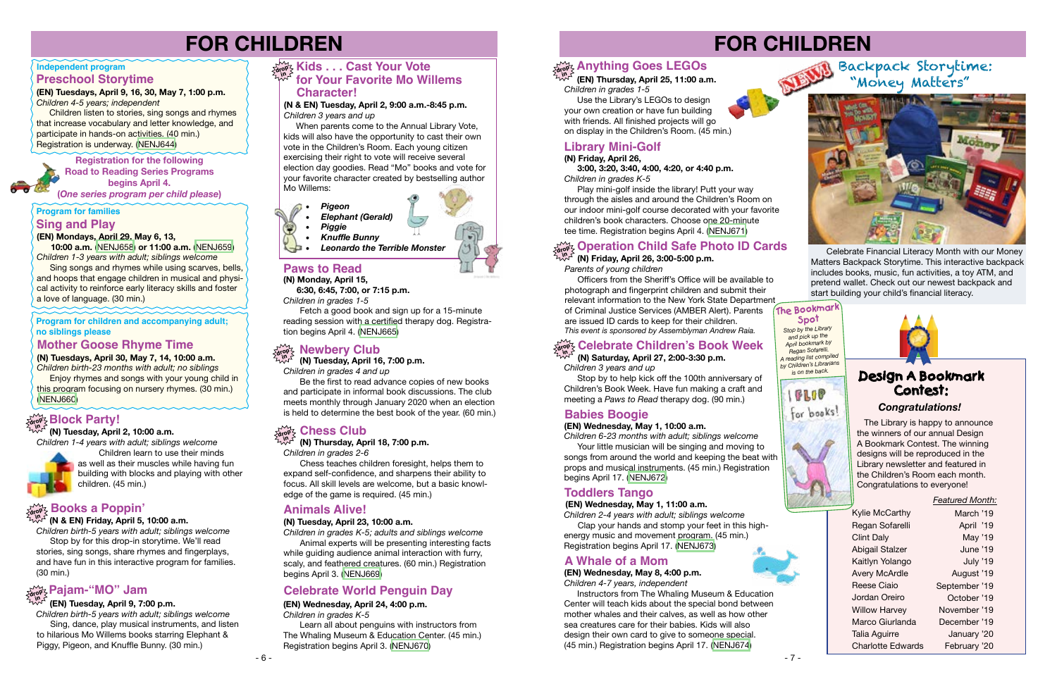# FOR CHILDREN

Independent program

## Preschool Storytime

**(EN) Tuesdays, April 9, 16, 30, May 7, 1:00 p.m.**
*Children 4-5 years; independent*

Children listen to stories, sing songs and rhymes that increase vocabulary and letter knowledge, and participate in hands-on activities. (40 min.) Registration is underway. (NENJ644)

**Registration for the following Road to Reading Series Programs begins April 4. (*One series program per child please*)**

Program for families

## Sing and Play

**(EN) Mondays, April 29, May 6, 13, 10:00 a.m. (NENJ658) or 11:00 a.m. (NENJ659)**
*Children 1-3 years with adult; siblings welcome*

Sing songs and rhymes while using scarves, bells, and hoops that engage children in musical and physical activity to reinforce early literacy skills and foster a love of language. (30 min.)

Program for children and accompanying adult; no siblings please

## Mother Goose Rhyme Time

**(N) Tuesdays, April 30, May 7, 14, 10:00 a.m.**
*Children birth-23 months with adult; no siblings*

Enjoy rhymes and songs with your young child in this program focusing on nursery rhymes. (30 min.) (NENJ660)

## Block Party!

drop in

**(N) Tuesday, April 2, 10:00 a.m.**
*Children 1-4 years with adult; siblings welcome*

Children learn to use their minds as well as their muscles while having fun building with blocks and playing with other children. (45 min.)

## Books a Poppin'

drop in

**(N & EN) Friday, April 5, 10:00 a.m.**
*Children birth-5 years with adult; siblings welcome*

Stop by for this drop-in storytime. We'll read stories, sing songs, share rhymes and fingerplays, and have fun in this interactive program for families. (30 min.)

## Pajam-"MO" Jam

drop in

**(EN) Tuesday, April 9, 7:00 p.m.**
*Children birth-5 years with adult; siblings welcome*

Sing, dance, play musical instruments, and listen to hilarious Mo Willems books starring Elephant & Piggy, Pigeon, and Knuffle Bunny. (30 min.)

## Kids . . . Cast Your Vote for Your Favorite Mo Willems Character!

drop in

**(N & EN) Tuesday, April 2, 9:00 a.m.-8:45 p.m.**
*Children 3 years and up*

When parents come to the Annual Library Vote, kids will also have the opportunity to cast their own vote in the Children's Room. Each young citizen exercising their right to vote will receive several election day goodies. Read "Mo" books and vote for your favorite character created by bestselling author Mo Willems:

- ***Pigeon***
- ***Elephant (Gerald)***
- ***Piggie***
- ***Knuffle Bunny***
- ***Leonardo the Terrible Monster***

## Paws to Read

**(N) Monday, April 15, 6:30, 6:45, 7:00, or 7:15 p.m.**
*Children in grades 1-5*

Fetch a good book and sign up for a 15-minute reading session with a certified therapy dog. Registration begins April 4. (NENJ665)

## Newbery Club

drop in

**(N) Tuesday, April 16, 7:00 p.m.**
*Children in grades 4 and up*

Be the first to read advance copies of new books and participate in informal book discussions. The club meets monthly through January 2020 when an election is held to determine the best book of the year. (60 min.)

## Chess Club

drop in

**(N) Thursday, April 18, 7:00 p.m.**
*Children in grades 2-6*

Chess teaches children foresight, helps them to expand self-confidence, and sharpens their ability to focus. All skill levels are welcome, but a basic knowledge of the game is required. (45 min.)

## Animals Alive!

**(N) Tuesday, April 23, 10:00 a.m.**
*Children in grades K-5; adults and siblings welcome*

Animal experts will be presenting interesting facts while guiding audience animal interaction with furry, scaly, and feathered creatures. (60 min.) Registration begins April 3. (NENJ669)

## Celebrate World Penguin Day

**(EN) Wednesday, April 24, 4:00 p.m.**
*Children in grades K-5*

Learn all about penguins with instructors from The Whaling Museum & Education Center. (45 min.) Registration begins April 3. (NENJ670)

# FOR CHILDREN

## Anything Goes LEGOs

drop in

**(EN) Thursday, April 25, 11:00 a.m.**
*Children in grades 1-5*

Use the Library's LEGOs to design your own creation or have fun building with friends. All finished projects will go on display in the Children's Room. (45 min.)

## Library Mini-Golf

**(N) Friday, April 26, 3:00, 3:20, 3:40, 4:00, 4:20, or 4:40 p.m.**
*Children in grades K-5*

Play mini-golf inside the library! Putt your way through the aisles and around the Children's Room on our indoor mini-golf course decorated with your favorite children's book characters. Choose one 20-minute tee time. Registration begins April 4. (NENJ671)

## Operation Child Safe Photo ID Cards

drop in

**(N) Friday, April 26, 3:00-5:00 p.m.**
*Parents of young children*

Officers from the Sheriff's Office will be available to photograph and fingerprint children and submit their relevant information to the New York State Department of Criminal Justice Services (AMBER Alert). Parents are issued ID cards to keep for their children.
*This event is sponsored by Assemblyman Andrew Raia.*

## Celebrate Children's Book Week

drop in

**(N) Saturday, April 27, 2:00-3:30 p.m.**
*Children 3 years and up*

Stop by to help kick off the 100th anniversary of Children's Book Week. Have fun making a craft and meeting a *Paws to Read* therapy dog. (90 min.)

## Babies Boogie

**(EN) Wednesday, May 1, 10:00 a.m.**
*Children 6-23 months with adult; siblings welcome*

Your little musician will be singing and moving to songs from around the world and keeping the beat with props and musical instruments. (45 min.) Registration begins April 17. (NENJ672)

## Toddlers Tango

**(EN) Wednesday, May 1, 11:00 a.m.**
*Children 2-4 years with adult; siblings welcome*

Clap your hands and stomp your feet in this high-energy music and movement program. (45 min.) Registration begins April 17. (NENJ673)

## A Whale of a Mom

**(EN) Wednesday, May 8, 4:00 p.m.**
*Children 4-7 years, independent*

Instructors from The Whaling Museum & Education Center will teach kids about the special bond between mother whales and their calves, as well as how other sea creatures care for their babies. Kids will also design their own card to give to someone special. (45 min.) Registration begins April 17. (NENJ674)

## The Bookmark Spot

*Stop by the Library and pick up the April bookmark by Regan Sofarelli. A reading list compiled by Children's Librarians is on the back.*

## NEW! Backpack Storytime: "Money Matters"

Celebrate Financial Literacy Month with our Money Matters Backpack Storytime. This interactive backpack includes books, music, fun activities, a toy ATM, and pretend wallet. Check out our newest backpack and start building your child's financial literacy.

## Design A Bookmark Contest:

***Congratulations!***

The Library is happy to announce the winners of our annual Design A Bookmark Contest. The winning designs will be reproduced in the Library newsletter and featured in the Children's Room each month. Congratulations to everyone!

| | *Featured Month:* |
|---|---|
| Kylie McCarthy | March '19 |
| Regan Sofarelli | April '19 |
| Clint Daly | May '19 |
| Abigail Stalzer | June '19 |
| Kaitlyn Yolango | July '19 |
| Avery McArdle | August '19 |
| Reese Ciaio | September '19 |
| Jordan Oreiro | October '19 |
| Willow Harvey | November '19 |
| Marco Giurlanda | December '19 |
| Talia Aguirre | January '20 |
| Charlotte Edwards | February '20 |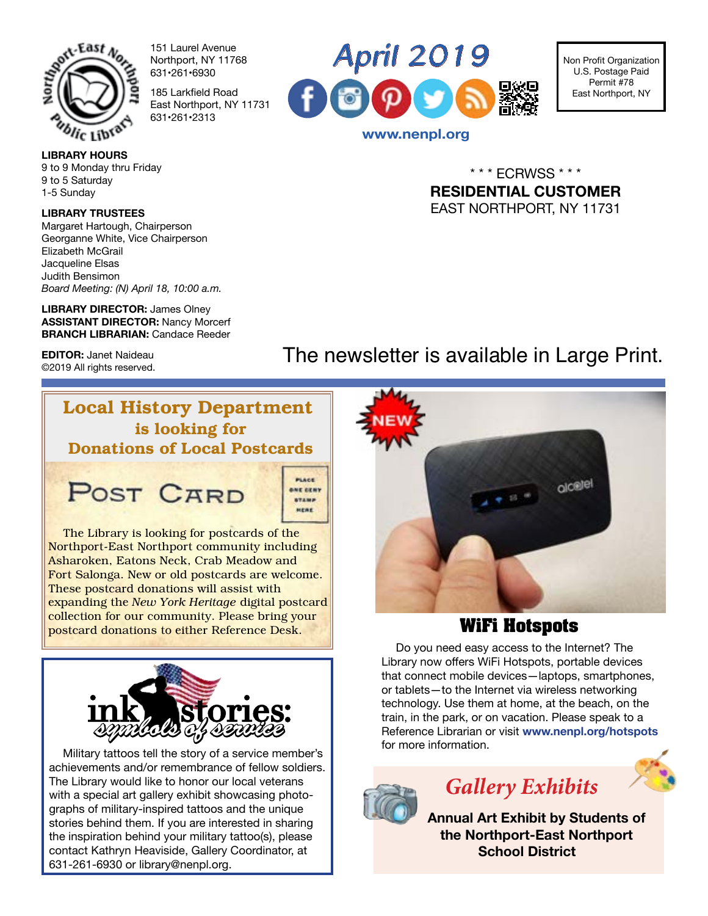151 Laurel Avenue
Northport, NY 11768
631•261•6930

185 Larkfield Road
East Northport, NY 11731
631•261•2313

# April 2019

www.nenpl.org

Non Profit Organization
U.S. Postage Paid
Permit #78
East Northport, NY

**LIBRARY HOURS**
9 to 9 Monday thru Friday
9 to 5 Saturday
1-5 Sunday

**LIBRARY TRUSTEES**
Margaret Hartough, Chairperson
Georganne White, Vice Chairperson
Elizabeth McGrail
Jacqueline Elsas
Judith Bensimon
*Board Meeting: (N) April 18, 10:00 a.m.*

**LIBRARY DIRECTOR:** James Olney
**ASSISTANT DIRECTOR:** Nancy Morcerf
**BRANCH LIBRARIAN:** Candace Reeder

**EDITOR:** Janet Naideau
©2019 All rights reserved.

\* \* \* ECRWSS \* \* \*
**RESIDENTIAL CUSTOMER**
EAST NORTHPORT, NY 11731

The newsletter is available in Large Print.

## Local History Department is looking for Donations of Local Postcards

The Library is looking for postcards of the Northport-East Northport community including Asharoken, Eatons Neck, Crab Meadow and Fort Salonga. New or old postcards are welcome. These postcard donations will assist with expanding the *New York Heritage* digital postcard collection for our community. Please bring your postcard donations to either Reference Desk.

## ink stories: symbols of service

Military tattoos tell the story of a service member's achievements and/or remembrance of fellow soldiers. The Library would like to honor our local veterans with a special art gallery exhibit showcasing photographs of military-inspired tattoos and the unique stories behind them. If you are interested in sharing the inspiration behind your military tattoo(s), please contact Kathryn Heaviside, Gallery Coordinator, at 631-261-6930 or library@nenpl.org.

## WiFi Hotspots

NEW

Do you need easy access to the Internet? The Library now offers WiFi Hotspots, portable devices that connect mobile devices—laptops, smartphones, or tablets—to the Internet via wireless networking technology. Use them at home, at the beach, on the train, in the park, or on vacation. Please speak to a Reference Librarian or visit **www.nenpl.org/hotspots** for more information.

## *Gallery Exhibits*

**Annual Art Exhibit by Students of the Northport-East Northport School District**